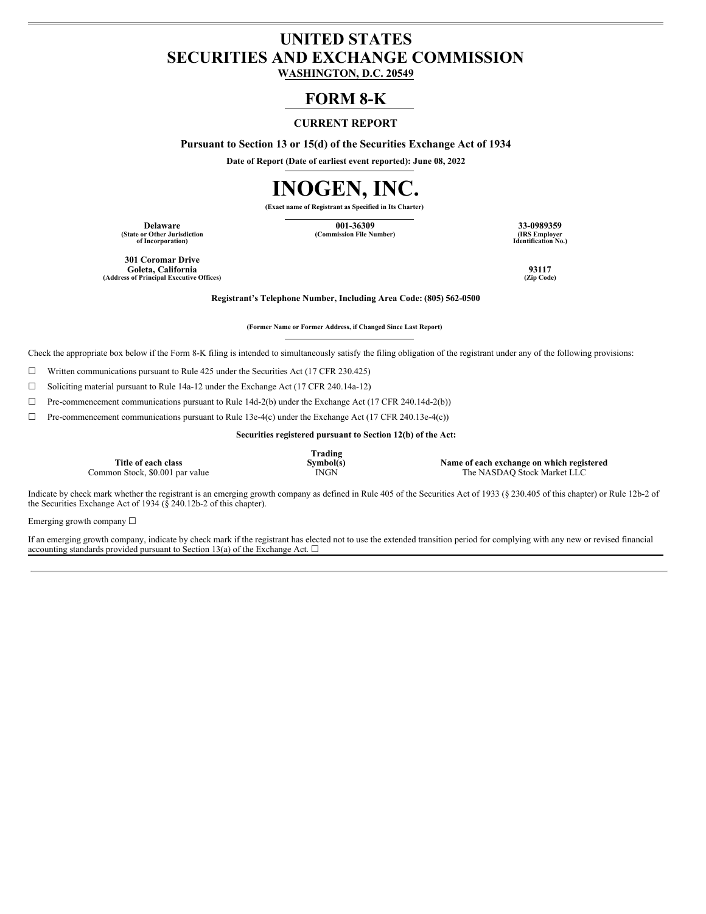# UNITED STATES
# SECURITIES AND EXCHANGE COMMISSION

**WASHINGTON, D.C. 20549**

## FORM 8-K

**CURRENT REPORT**

**Pursuant to Section 13 or 15(d) of the Securities Exchange Act of 1934**

**Date of Report (Date of earliest event reported): June 08, 2022**

# INOGEN, INC.

**(Exact name of Registrant as Specified in Its Charter)**

| Delaware | 001-36309 | 33-0989359 |
|---|---|---|
| (State or Other Jurisdiction of Incorporation) | (Commission File Number) | (IRS Employer Identification No.) |

| 301 Coromar Drive Goleta, California | 93117 |
|---|---|
| (Address of Principal Executive Offices) | (Zip Code) |

**Registrant's Telephone Number, Including Area Code: (805) 562-0500**

**(Former Name or Former Address, if Changed Since Last Report)**

Check the appropriate box below if the Form 8-K filing is intended to simultaneously satisfy the filing obligation of the registrant under any of the following provisions:

☐ Written communications pursuant to Rule 425 under the Securities Act (17 CFR 230.425)

☐ Soliciting material pursuant to Rule 14a-12 under the Exchange Act (17 CFR 240.14a-12)

☐ Pre-commencement communications pursuant to Rule 14d-2(b) under the Exchange Act (17 CFR 240.14d-2(b))

☐ Pre-commencement communications pursuant to Rule 13e-4(c) under the Exchange Act (17 CFR 240.13e-4(c))

**Securities registered pursuant to Section 12(b) of the Act:**

| Title of each class | Trading Symbol(s) | Name of each exchange on which registered |
|---|---|---|
| Common Stock, $0.001 par value | INGN | The NASDAQ Stock Market LLC |

Indicate by check mark whether the registrant is an emerging growth company as defined in Rule 405 of the Securities Act of 1933 (§ 230.405 of this chapter) or Rule 12b-2 of the Securities Exchange Act of 1934 (§ 240.12b-2 of this chapter).

Emerging growth company ☐

If an emerging growth company, indicate by check mark if the registrant has elected not to use the extended transition period for complying with any new or revised financial accounting standards provided pursuant to Section 13(a) of the Exchange Act. ☐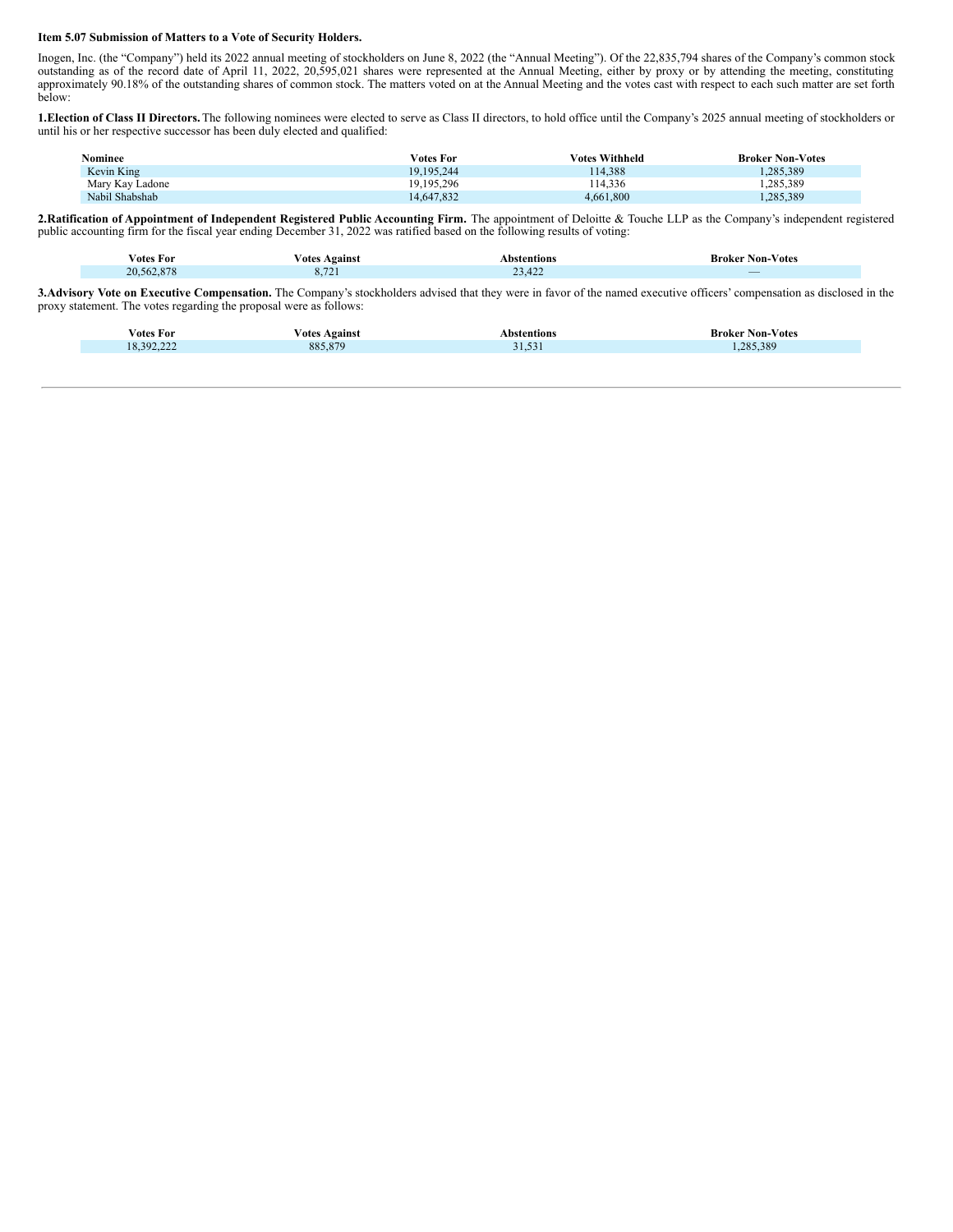**Item 5.07 Submission of Matters to a Vote of Security Holders.**

Inogen, Inc. (the "Company") held its 2022 annual meeting of stockholders on June 8, 2022 (the "Annual Meeting"). Of the 22,835,794 shares of the Company's common stock outstanding as of the record date of April 11, 2022, 20,595,021 shares were represented at the Annual Meeting, either by proxy or by attending the meeting, constituting approximately 90.18% of the outstanding shares of common stock. The matters voted on at the Annual Meeting and the votes cast with respect to each such matter are set forth below:

**1.Election of Class II Directors.** The following nominees were elected to serve as Class II directors, to hold office until the Company's 2025 annual meeting of stockholders or until his or her respective successor has been duly elected and qualified:

| Nominee | Votes For | Votes Withheld | Broker Non-Votes |
|---|---|---|---|
| Kevin King | 19,195,244 | 114,388 | 1,285,389 |
| Mary Kay Ladone | 19,195,296 | 114,336 | 1,285,389 |
| Nabil Shabshab | 14,647,832 | 4,661,800 | 1,285,389 |

**2.Ratification of Appointment of Independent Registered Public Accounting Firm.** The appointment of Deloitte & Touche LLP as the Company's independent registered public accounting firm for the fiscal year ending December 31, 2022 was ratified based on the following results of voting:

| Votes For | Votes Against | Abstentions | Broker Non-Votes |
|---|---|---|---|
| 20,562,878 | 8,721 | 23,422 | — |

**3.Advisory Vote on Executive Compensation.** The Company's stockholders advised that they were in favor of the named executive officers' compensation as disclosed in the proxy statement. The votes regarding the proposal were as follows:

| Votes For | Votes Against | Abstentions | Broker Non-Votes |
|---|---|---|---|
| 18,392,222 | 885,879 | 31,531 | 1,285,389 |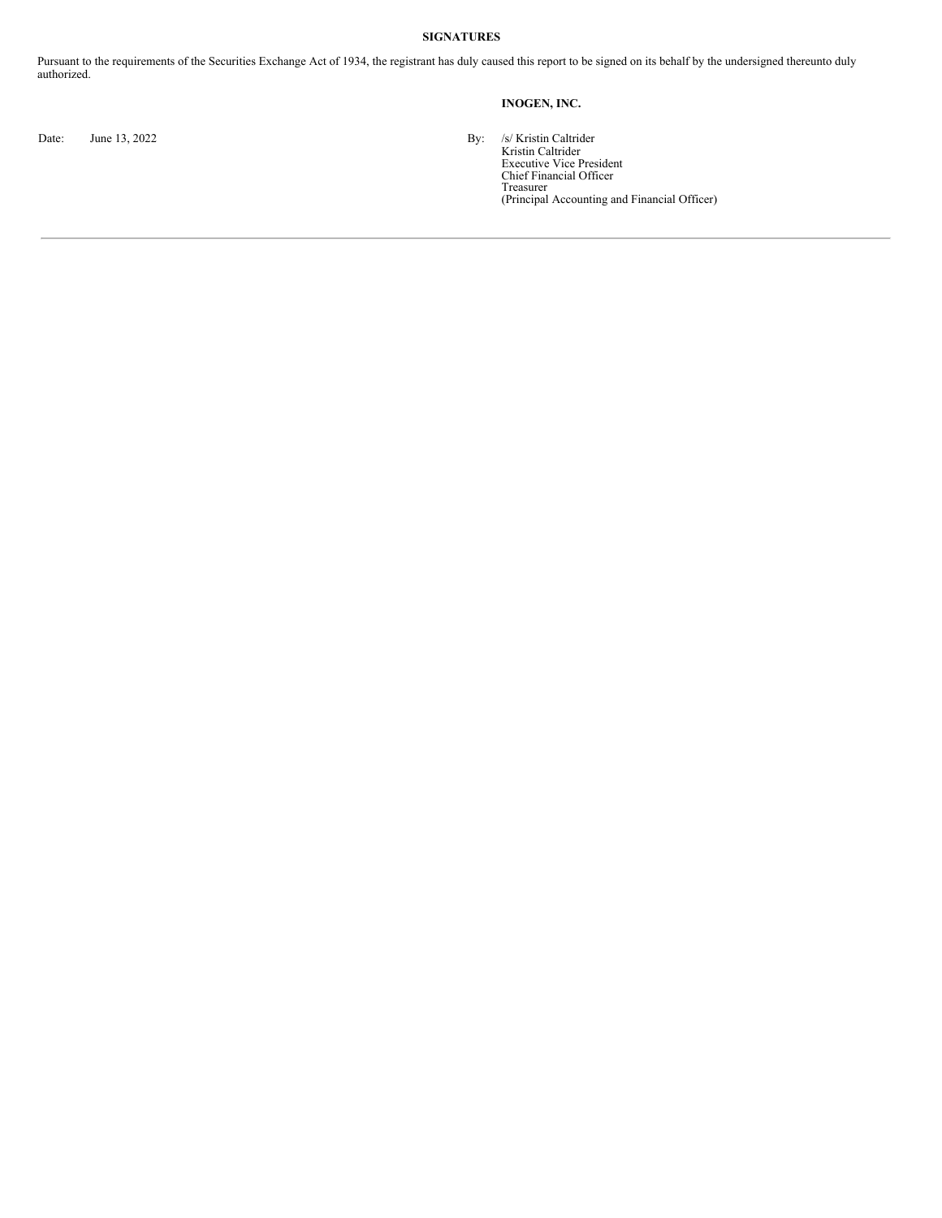**SIGNATURES**

Pursuant to the requirements of the Securities Exchange Act of 1934, the registrant has duly caused this report to be signed on its behalf by the undersigned thereunto duly authorized.

**INOGEN, INC.**

| | | | |
|---|---|---|---|
| Date: | June 13, 2022 | By: | /s/ Kristin Caltrider |
| | | | Kristin Caltrider |
| | | | Executive Vice President |
| | | | Chief Financial Officer |
| | | | Treasurer |
| | | | (Principal Accounting and Financial Officer) |